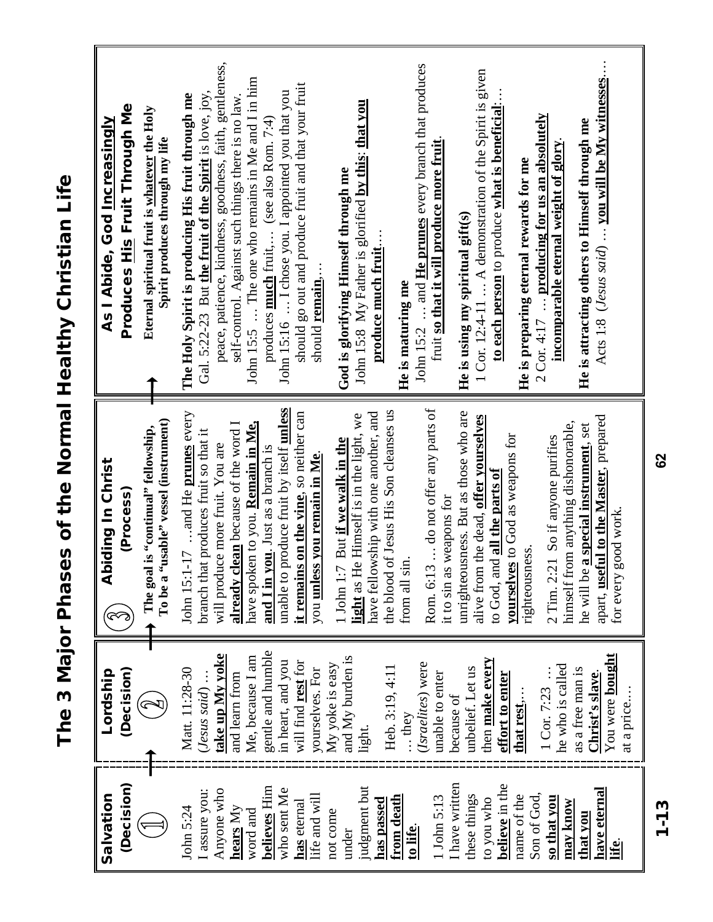# The 3 Major Phases of the Normal Healthy Christian Life

## ① Salvation (Decision)

John 5:24 I assure you: Anyone who **hears** My word and **believes** Him who sent Me **has** eternal life and will not come under judgment but **has passed from death to life**.

1 John 5:13 I have written these things to you who **believe** in the name of the Son of God, **so that you may know that you have eternal life**.

## ② Lordship (Decision)

Matt. 11:28-30 (*Jesus said*) … **take up My yoke** and learn from Me, because I am gentle and humble in heart, and you will find **rest** for yourselves. For My yoke is easy and My burden is light.

Heb. 3:19, 4:11 … they (*Israelites*) were unable to enter because of unbelief. Let us then **make every effort to enter that rest**…

1 Cor. 7:23 … he who is called as a free man is **Christ's slave**. You were **bought** at a price….

## ③ Abiding In Christ (Process)

**The goal is "continual" fellowship, To be a "usable" vessel (instrument)**

John 15:1-17 …and He **prunes** every branch that produces fruit so that it will produce more fruit. You are **already clean** because of the word I have spoken to you. **Remain in Me, and I in you**. Just as a branch is unable to produce fruit by itself **unless it remains on the vine**, so neither can you **unless you remain in Me**.

1 John 1:7 But **if we walk in the light** as He Himself is in the light, we have fellowship with one another, and the blood of Jesus His Son cleanses us from all sin.

Rom. 6:13 … do not offer any parts of it to sin as weapons for unrighteousness. But as those who are alive from the dead, **offer yourselves** to God, and **all the parts of yourselves** to God as weapons for righteousness.

2 Tim. 2:21 So if anyone purifies himself from anything dishonorable, he will be **a special instrument**, set apart, **useful to the Master**, prepared for every good work.

## As I Abide, God Increasingly Produces His Fruit Through Me

**Eternal spiritual fruit is whatever the Holy Spirit produces through my life**

**The Holy Spirit is producing His fruit through me**
Gal. 5:22-23 But **the fruit of the Spirit** is love, joy, peace, patience, kindness, goodness, faith, gentleness, self-control. Against such things there is no law.
John 15:5 … The one who remains in Me and I in him produces **much** fruit,… (see also Rom. 7:4)
John 15:16 … I chose you. I appointed you that you should go out and produce fruit and that your fruit should **remain**,…

**God is glorifying Himself through me**
John 15:8 My Father is glorified **by this**: **that you produce much fruit**….

**He is maturing me**
John 15:2 … and **He prunes** every branch that produces fruit **so that it will produce more fruit**.

**He is using my spiritual gift(s)**
1 Cor. 12:4-11 … A demonstration of the Spirit is given **to each person** to produce **what is beneficial**:…

**He is preparing eternal rewards for me**
2 Cor. 4:17 … **producing for us an absolutely incomparable eternal weight of glory**.

**He is attracting others to Himself through me**
Acts 1:8 (*Jesus said*) … **you will be My witnesses**…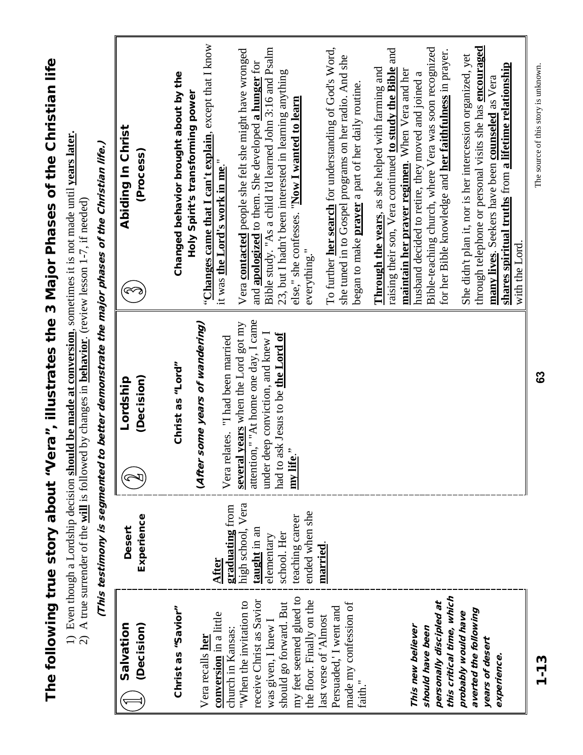## The following true story about "Vera", illustrates the 3 Major Phases of the Christian life

1) Even though a Lordship decision **should be made at conversion**, sometimes it is not made until **years later**.
2) A true surrender of the **will** is followed by changes in **behavior**. (review lesson 1-7, if needed)

***(This testimony is segmented to better demonstrate the major phases of the Christian life.)***

### ① Salvation (Decision)

**Christ as "Savior"**

Vera recalls **her conversion** in a little church in Kansas: "When the invitation to receive Christ as Savior was given, I knew I should go forward. But my feet seemed glued to the floor. Finally on the last verse of 'Almost Persuaded,' I went and made my confession of faith."

***This new believer should have been personally discipled at this critical time, which probably would have averted the following years of desert experience.***

### Desert Experience

**After graduating** from high school, Vera **taught** in an elementary school. Her teaching career ended when she **married**.

### ② Lordship (Decision)

**Christ as "Lord"**

***(After some years of wandering)***

Vera relates. "I had been married **several years** when the Lord got my attention," "At home one day, I came under deep conviction, and knew I had to ask Jesus to be **the Lord of my life**."

### ③ Abiding In Christ (Process)

**Changed behavior brought about by the Holy Spirit's transforming power**

"**Changes came that I can't explain**, except that I know it was **the Lord's work in me**."

Vera **contacted** people she felt she might have wronged and **apologized** to them. She developed **a hunger** for Bible study. "As a child I'd learned John 3:16 and Psalm 23, but I hadn't been interested in learning anything else," she confesses. "**Now I wanted to learn** everything."

To further **her search** for understanding of God's Word, she tuned in to Gospel programs on her radio. And she began to make **prayer** a part of her daily routine.

**Through the years**, as she helped with farming and raising their son, Vera continued **to study the Bible** and **maintain her prayer regimen**. When Vera and her husband decided to retire, they moved and joined a Bible-teaching church, where Vera was soon recognized for her Bible knowledge and **her faithfulness** in prayer.

She didn't plan it, nor is her intercession organized, yet through telephone or personal visits she has **encouraged many lives**. Seekers have been **counseled** as Vera **shares spiritual truths** from **a lifetime relationship** with the Lord.

The source of this story is unknown.